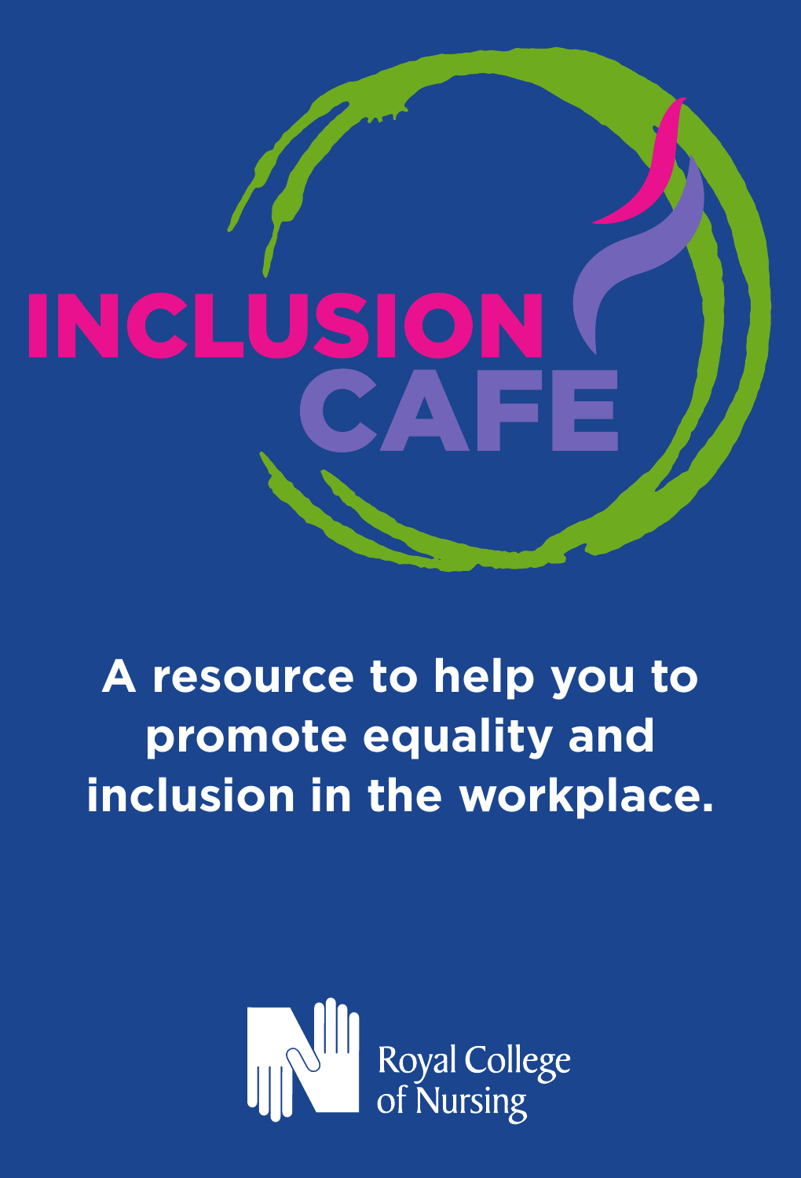# INCLUSION CAFE

**A resource to help you to promote equality and inclusion in the workplace.**

Royal College of Nursing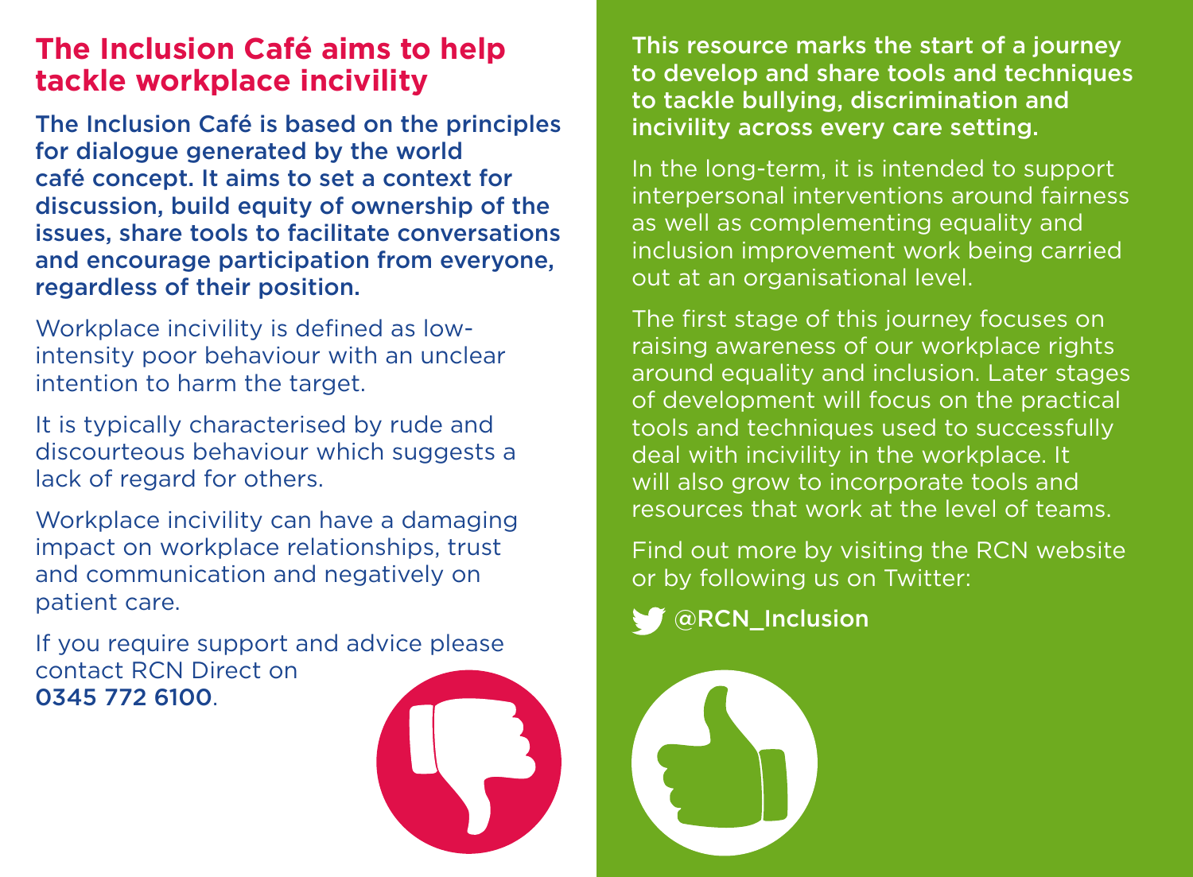## The Inclusion Café aims to help tackle workplace incivility

**The Inclusion Café is based on the principles for dialogue generated by the world café concept. It aims to set a context for discussion, build equity of ownership of the issues, share tools to facilitate conversations and encourage participation from everyone, regardless of their position.**

Workplace incivility is defined as low-intensity poor behaviour with an unclear intention to harm the target.

It is typically characterised by rude and discourteous behaviour which suggests a lack of regard for others.

Workplace incivility can have a damaging impact on workplace relationships, trust and communication and negatively on patient care.

If you require support and advice please contact RCN Direct on **0345 772 6100**.

**This resource marks the start of a journey to develop and share tools and techniques to tackle bullying, discrimination and incivility across every care setting.**

In the long-term, it is intended to support interpersonal interventions around fairness as well as complementing equality and inclusion improvement work being carried out at an organisational level.

The first stage of this journey focuses on raising awareness of our workplace rights around equality and inclusion. Later stages of development will focus on the practical tools and techniques used to successfully deal with incivility in the workplace. It will also grow to incorporate tools and resources that work at the level of teams.

Find out more by visiting the RCN website or by following us on Twitter:

**@RCN_Inclusion**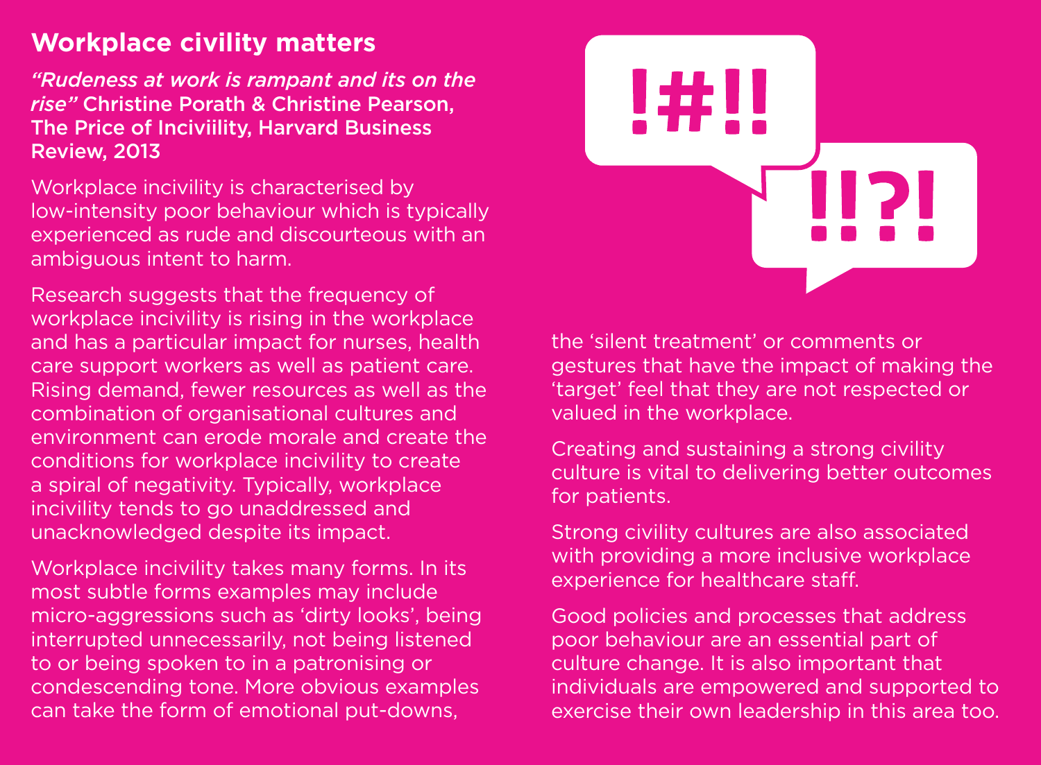## Workplace civility matters

*"Rudeness at work is rampant and its on the rise"* Christine Porath & Christine Pearson, The Price of Inciviility, Harvard Business Review, 2013

Workplace incivility is characterised by low-intensity poor behaviour which is typically experienced as rude and discourteous with an ambiguous intent to harm.

Research suggests that the frequency of workplace incivility is rising in the workplace and has a particular impact for nurses, health care support workers as well as patient care. Rising demand, fewer resources as well as the combination of organisational cultures and environment can erode morale and create the conditions for workplace incivility to create a spiral of negativity. Typically, workplace incivility tends to go unaddressed and unacknowledged despite its impact.

Workplace incivility takes many forms. In its most subtle forms examples may include micro-aggressions such as 'dirty looks', being interrupted unnecessarily, not being listened to or being spoken to in a patronising or condescending tone. More obvious examples can take the form of emotional put-downs, the 'silent treatment' or comments or gestures that have the impact of making the 'target' feel that they are not respected or valued in the workplace.

Creating and sustaining a strong civility culture is vital to delivering better outcomes for patients.

Strong civility cultures are also associated with providing a more inclusive workplace experience for healthcare staff.

Good policies and processes that address poor behaviour are an essential part of culture change. It is also important that individuals are empowered and supported to exercise their own leadership in this area too.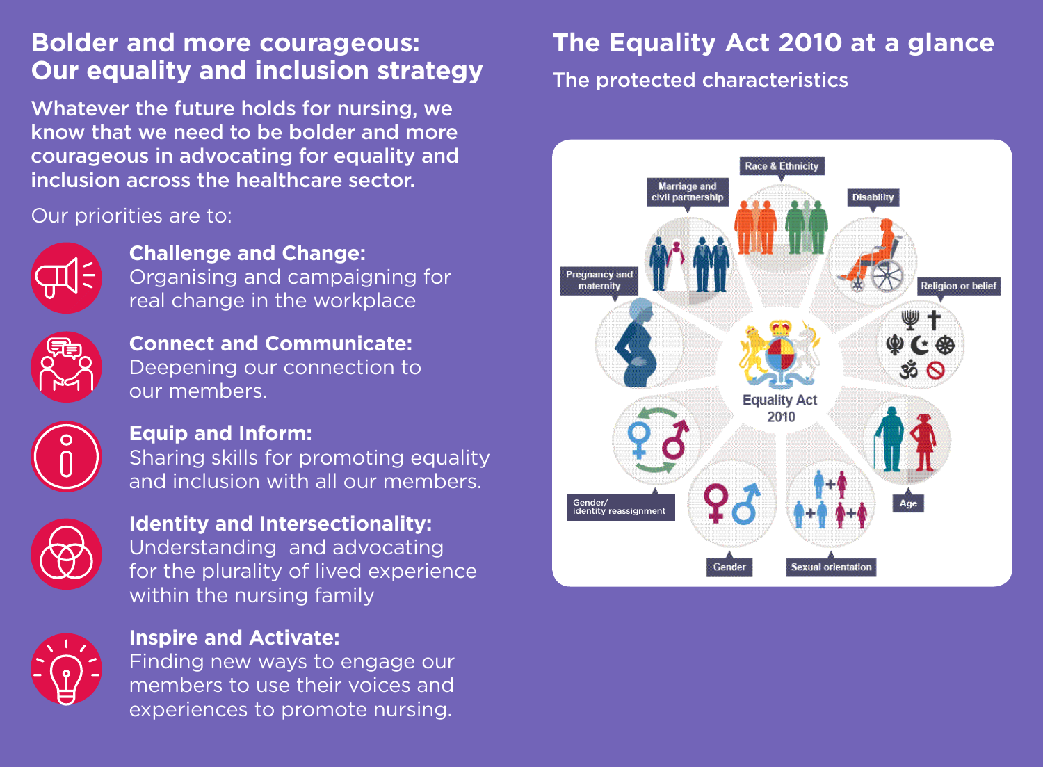## Bolder and more courageous: Our equality and inclusion strategy

**Whatever the future holds for nursing, we know that we need to be bolder and more courageous in advocating for equality and inclusion across the healthcare sector.**

Our priorities are to:

- **Challenge and Change:** Organising and campaigning for real change in the workplace
- **Connect and Communicate:** Deepening our connection to our members.
- **Equip and Inform:** Sharing skills for promoting equality and inclusion with all our members.
- **Identity and Intersectionality:** Understanding and advocating for the plurality of lived experience within the nursing family
- **Inspire and Activate:** Finding new ways to engage our members to use their voices and experiences to promote nursing.

## The Equality Act 2010 at a glance

### The protected characteristics

Equality Act 2010

- Race & Ethnicity
- Disability
- Religion or belief
- Age
- Sexual orientation
- Gender
- Gender/identity reassignment
- Pregnancy and maternity
- Marriage and civil partnership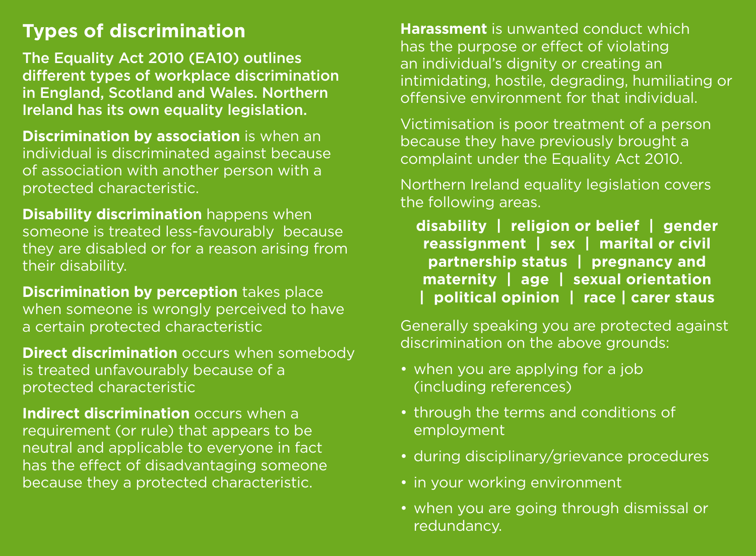## Types of discrimination

**The Equality Act 2010 (EA10) outlines different types of workplace discrimination in England, Scotland and Wales. Northern Ireland has its own equality legislation.**

**Discrimination by association** is when an individual is discriminated against because of association with another person with a protected characteristic.

**Disability discrimination** happens when someone is treated less-favourably  because they are disabled or for a reason arising from their disability.

**Discrimination by perception** takes place when someone is wrongly perceived to have a certain protected characteristic

**Direct discrimination** occurs when somebody is treated unfavourably because of a protected characteristic

**Indirect discrimination** occurs when a requirement (or rule) that appears to be neutral and applicable to everyone in fact has the effect of disadvantaging someone because they a protected characteristic.

**Harassment** is unwanted conduct which has the purpose or effect of violating an individual's dignity or creating an intimidating, hostile, degrading, humiliating or offensive environment for that individual.

Victimisation is poor treatment of a person because they have previously brought a complaint under the Equality Act 2010.

Northern Ireland equality legislation covers the following areas.

**disability | religion or belief | gender reassignment | sex | marital or civil partnership status | pregnancy and maternity | age | sexual orientation | political opinion | race | carer staus**

Generally speaking you are protected against discrimination on the above grounds:

- when you are applying for a job (including references)
- through the terms and conditions of employment
- during disciplinary/grievance procedures
- in your working environment
- when you are going through dismissal or redundancy.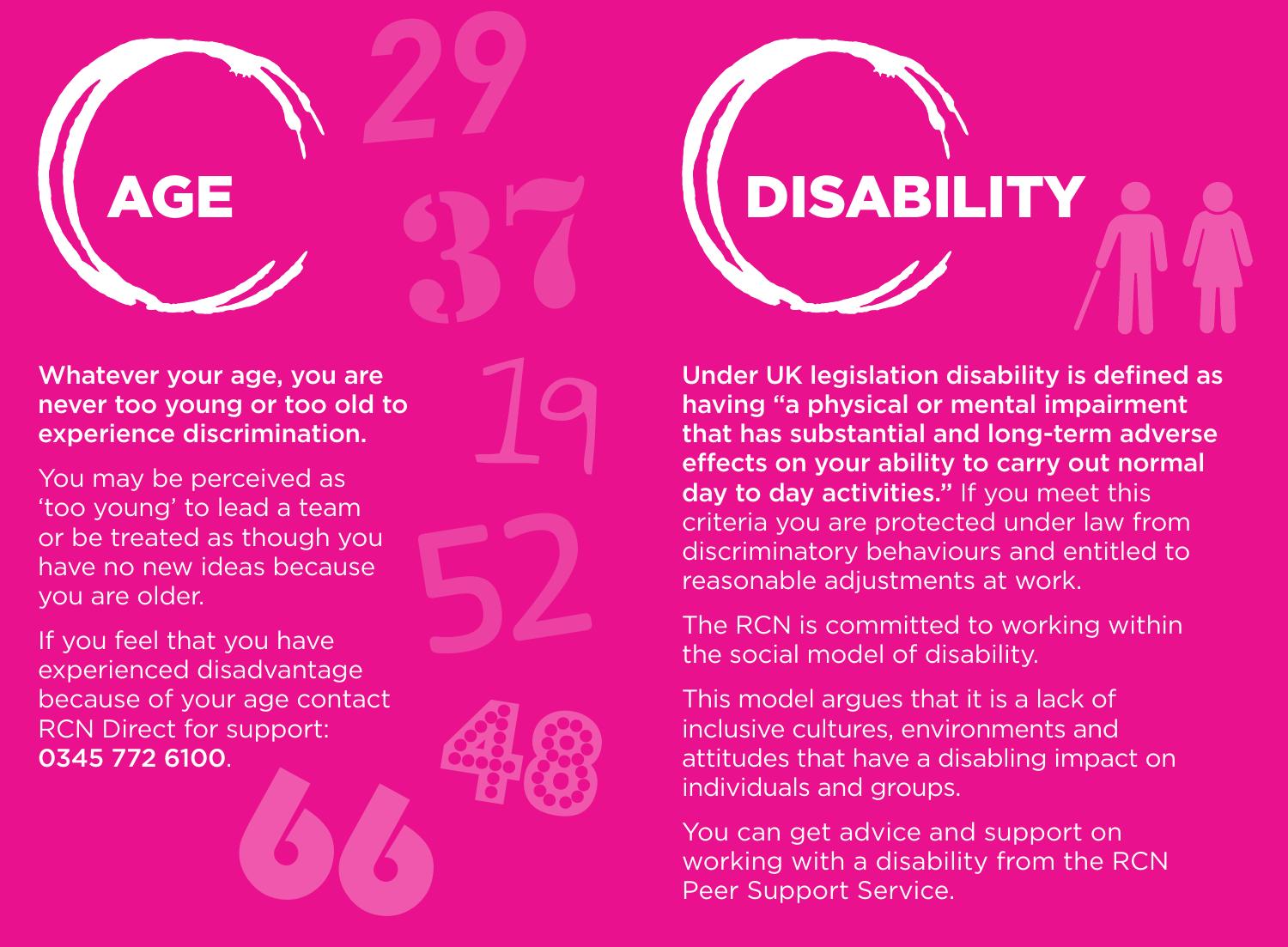## AGE

**Whatever your age, you are never too young or too old to experience discrimination.**

You may be perceived as 'too young' to lead a team or be treated as though you have no new ideas because you are older.

If you feel that you have experienced disadvantage because of your age contact RCN Direct for support: **0345 772 6100**.

## DISABILITY

**Under UK legislation disability is defined as having "a physical or mental impairment that has substantial and long-term adverse effects on your ability to carry out normal day to day activities."** If you meet this criteria you are protected under law from discriminatory behaviours and entitled to reasonable adjustments at work.

The RCN is committed to working within the social model of disability.

This model argues that it is a lack of inclusive cultures, environments and attitudes that have a disabling impact on individuals and groups.

You can get advice and support on working with a disability from the RCN Peer Support Service.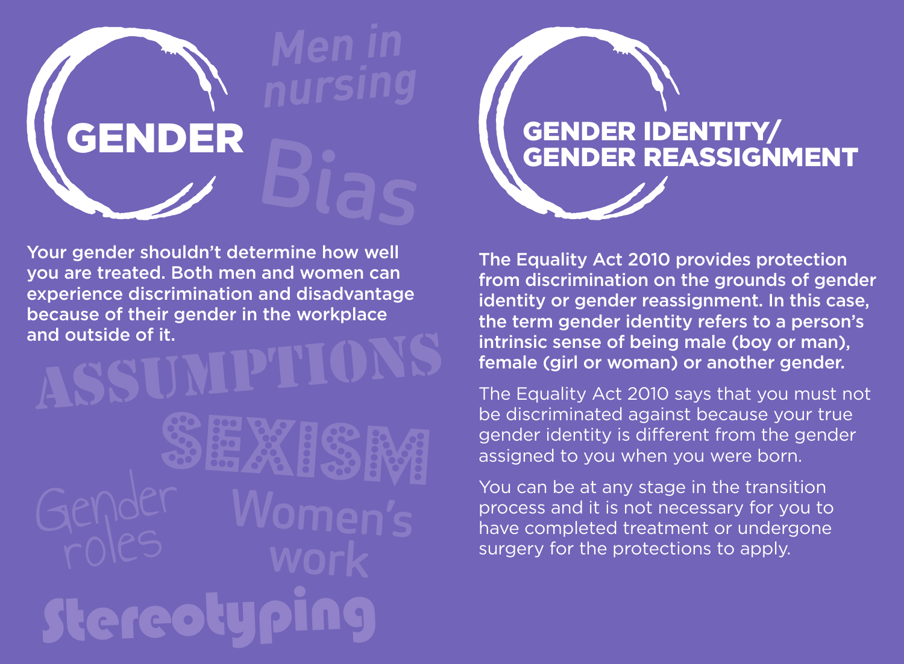# GENDER

Men in nursing

Bias

Your gender shouldn't determine how well you are treated. Both men and women can experience discrimination and disadvantage because of their gender in the workplace and outside of it.

ASSUMPTIONS

SEXISM

Gender roles

Women's work

Stereotyping

# GENDER IDENTITY/ GENDER REASSIGNMENT

**The Equality Act 2010 provides protection from discrimination on the grounds of gender identity or gender reassignment. In this case, the term gender identity refers to a person's intrinsic sense of being male (boy or man), female (girl or woman) or another gender.**

The Equality Act 2010 says that you must not be discriminated against because your true gender identity is different from the gender assigned to you when you were born.

You can be at any stage in the transition process and it is not necessary for you to have completed treatment or undergone surgery for the protections to apply.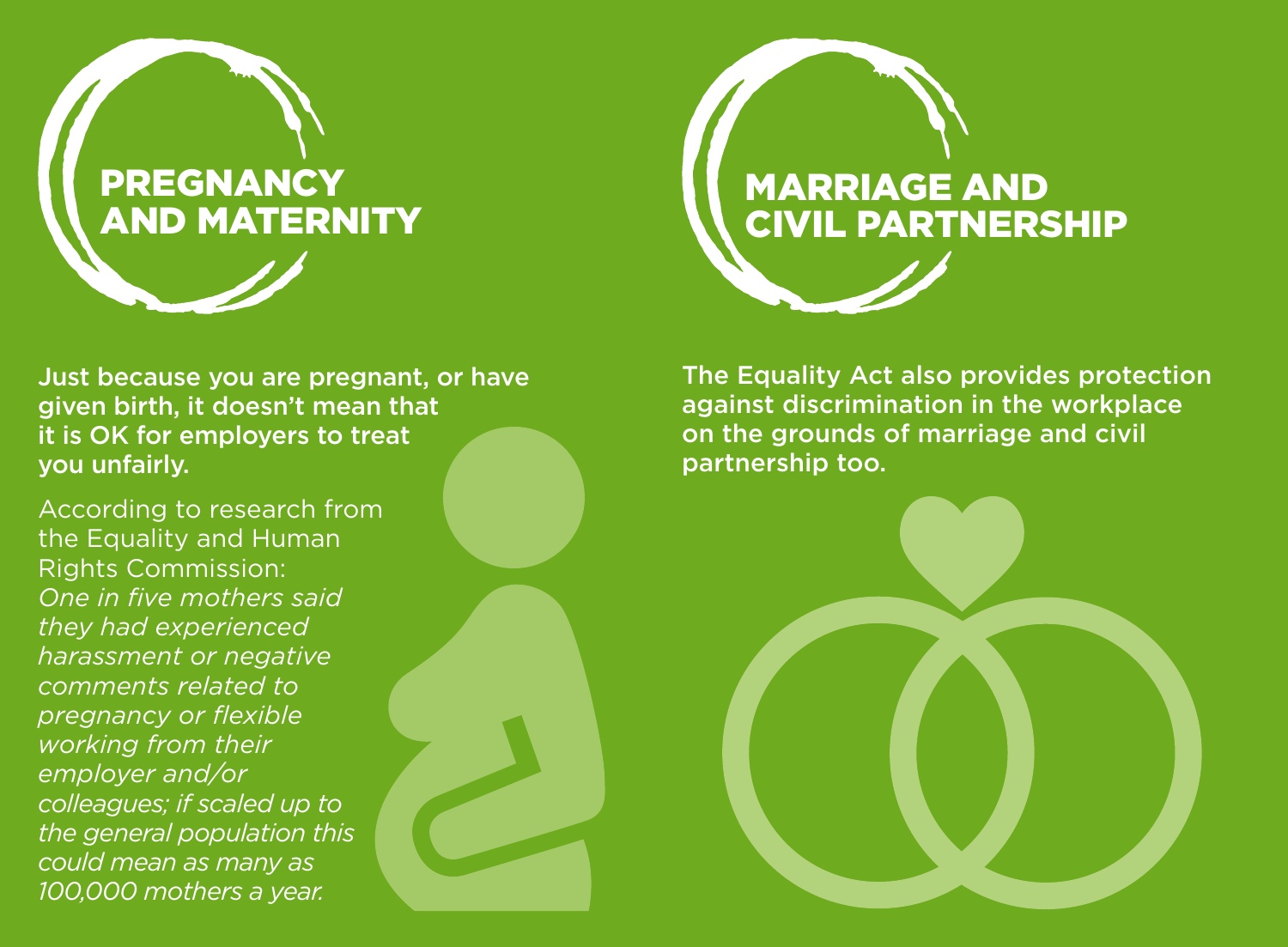# PREGNANCY AND MATERNITY

**Just because you are pregnant, or have given birth, it doesn't mean that it is OK for employers to treat you unfairly.**

According to research from the Equality and Human Rights Commission: *One in five mothers said they had experienced harassment or negative comments related to pregnancy or flexible working from their employer and/or colleagues; if scaled up to the general population this could mean as many as 100,000 mothers a year.*

# MARRIAGE AND CIVIL PARTNERSHIP

**The Equality Act also provides protection against discrimination in the workplace on the grounds of marriage and civil partnership too.**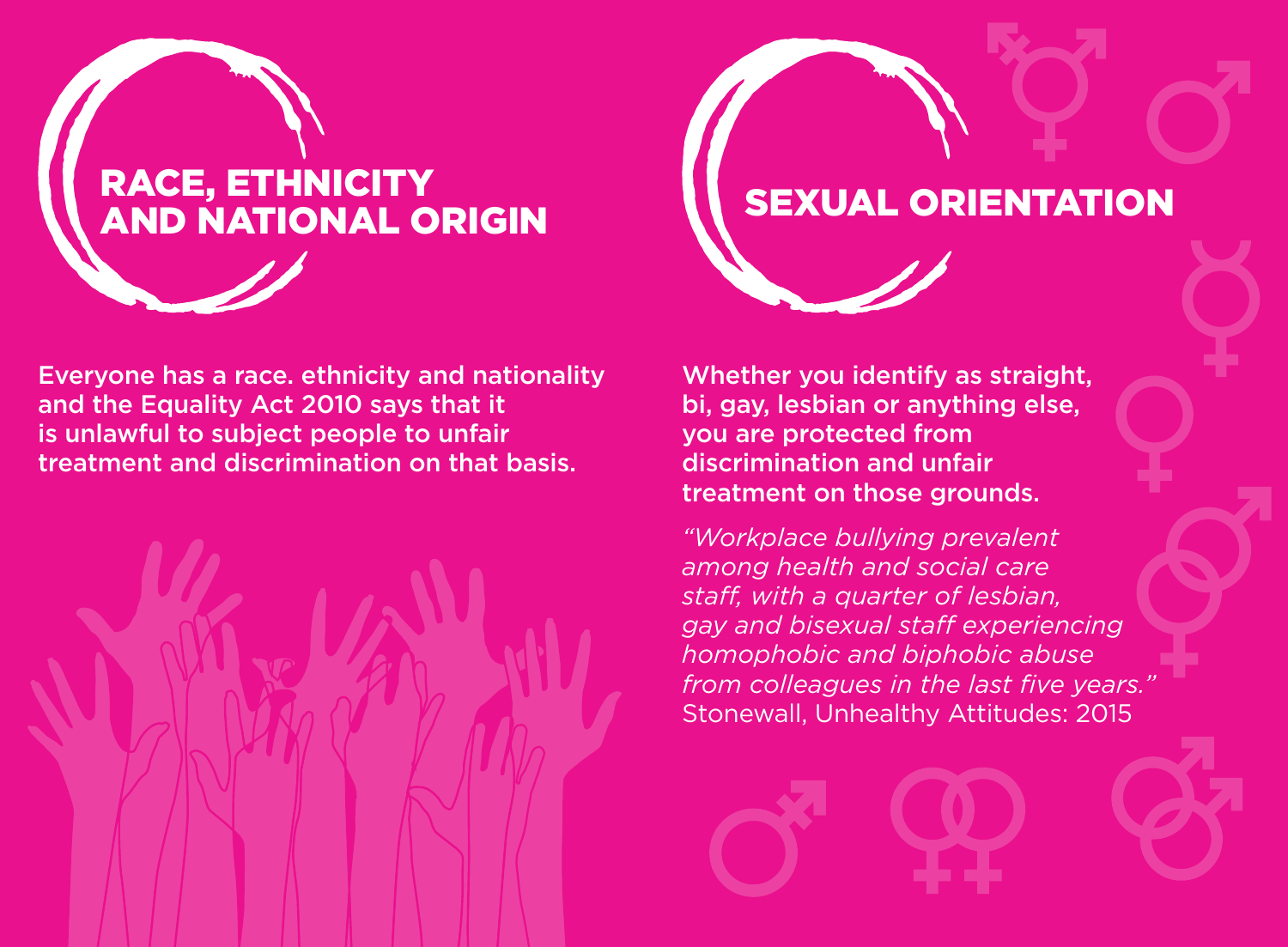## RACE, ETHNICITY AND NATIONAL ORIGIN

Everyone has a race. ethnicity and nationality and the Equality Act 2010 says that it is unlawful to subject people to unfair treatment and discrimination on that basis.

## SEXUAL ORIENTATION

Whether you identify as straight, bi, gay, lesbian or anything else, you are protected from discrimination and unfair treatment on those grounds.

*"Workplace bullying prevalent among health and social care staff, with a quarter of lesbian, gay and bisexual staff experiencing homophobic and biphobic abuse from colleagues in the last five years."*
Stonewall, Unhealthy Attitudes: 2015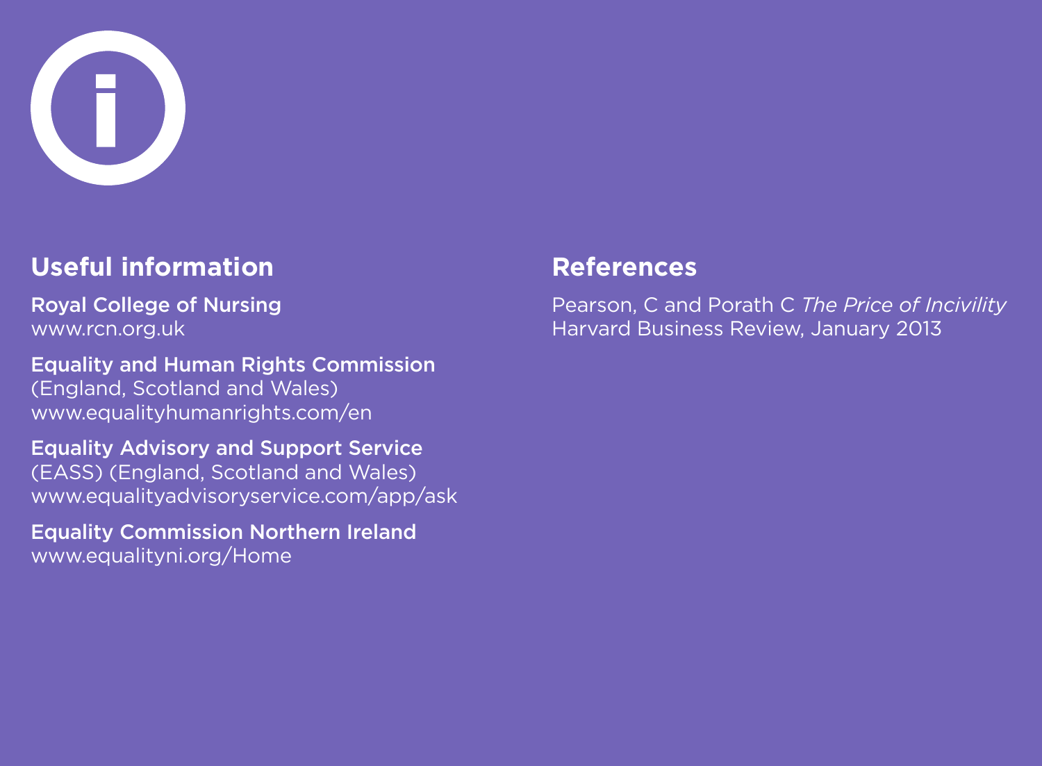## Useful information

**Royal College of Nursing**
www.rcn.org.uk

**Equality and Human Rights Commission**
(England, Scotland and Wales)
www.equalityhumanrights.com/en

**Equality Advisory and Support Service**
(EASS) (England, Scotland and Wales)
www.equalityadvisoryservice.com/app/ask

**Equality Commission Northern Ireland**
www.equalityni.org/Home

## References

Pearson, C and Porath C *The Price of Incivility*
Harvard Business Review, January 2013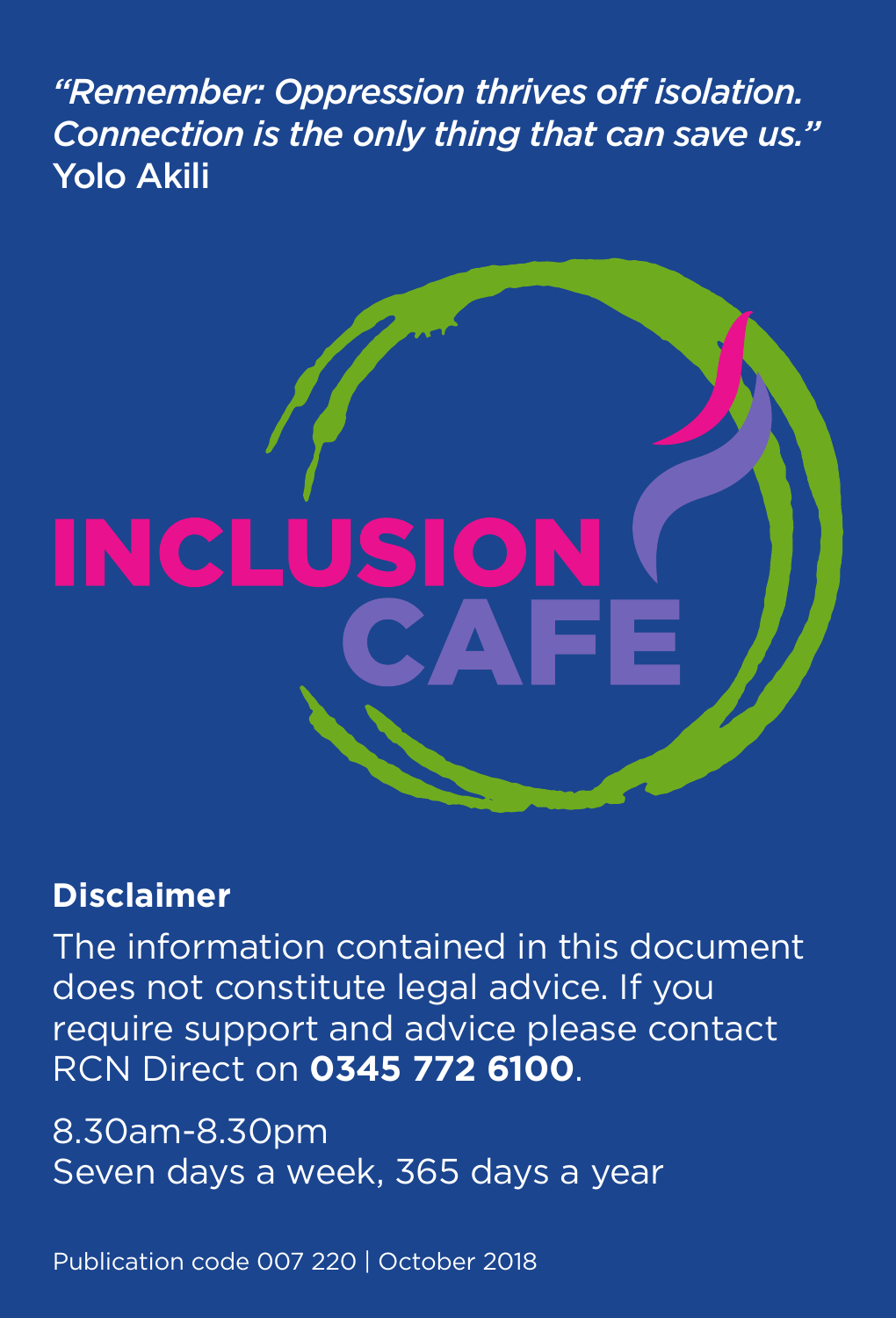*"Remember: Oppression thrives off isolation. Connection is the only thing that can save us."*
Yolo Akili

INCLUSION
CAFE

**Disclaimer**

The information contained in this document does not constitute legal advice. If you require support and advice please contact RCN Direct on **0345 772 6100**.

8.30am-8.30pm
Seven days a week, 365 days a year

Publication code 007 220 | October 2018